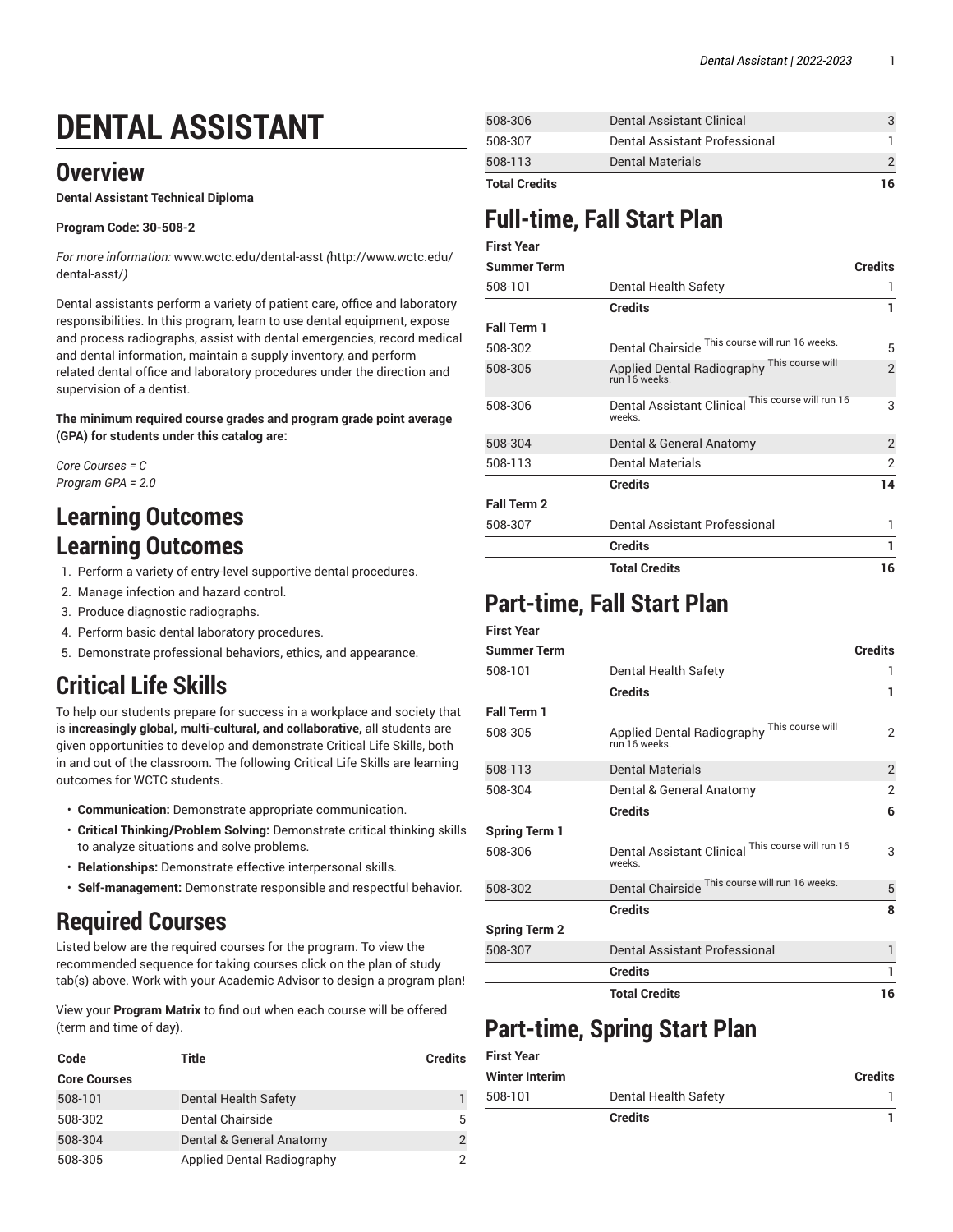# DENTAL ASSISTANT

## Overview

**Dental Assistant Technical Diploma**

**Program Code: 30-508-2**

*For more information:* www.wctc.edu/dental-asst *(*http://www.wctc.edu/dental-asst/*)*

Dental assistants perform a variety of patient care, office and laboratory responsibilities. In this program, learn to use dental equipment, expose and process radiographs, assist with dental emergencies, record medical and dental information, maintain a supply inventory, and perform related dental office and laboratory procedures under the direction and supervision of a dentist.

**The minimum required course grades and program grade point average (GPA) for students under this catalog are:**

*Core Courses = C*
*Program GPA = 2.0*

## Learning Outcomes

## Learning Outcomes

1. Perform a variety of entry-level supportive dental procedures.
2. Manage infection and hazard control.
3. Produce diagnostic radiographs.
4. Perform basic dental laboratory procedures.
5. Demonstrate professional behaviors, ethics, and appearance.

## Critical Life Skills

To help our students prepare for success in a workplace and society that is **increasingly global, multi-cultural, and collaborative,** all students are given opportunities to develop and demonstrate Critical Life Skills, both in and out of the classroom. The following Critical Life Skills are learning outcomes for WCTC students.

- **Communication:** Demonstrate appropriate communication.
- **Critical Thinking/Problem Solving:** Demonstrate critical thinking skills to analyze situations and solve problems.
- **Relationships:** Demonstrate effective interpersonal skills.
- **Self-management:** Demonstrate responsible and respectful behavior.

## Required Courses

Listed below are the required courses for the program. To view the recommended sequence for taking courses click on the plan of study tab(s) above. Work with your Academic Advisor to design a program plan!

View your **Program Matrix** to find out when each course will be offered (term and time of day).

| Code | Title | Credits |
|---|---|---|
| **Core Courses** | | |
| 508-101 | Dental Health Safety | 1 |
| 508-302 | Dental Chairside | 5 |
| 508-304 | Dental & General Anatomy | 2 |
| 508-305 | Applied Dental Radiography | 2 |
| 508-306 | Dental Assistant Clinical | 3 |
| 508-307 | Dental Assistant Professional | 1 |
| 508-113 | Dental Materials | 2 |
| **Total Credits** | | **16** |

## Full-time, Fall Start Plan

| First Year | | |
|---|---|---|
| **Summer Term** | | **Credits** |
| 508-101 | Dental Health Safety | 1 |
| | **Credits** | **1** |
| **Fall Term 1** | | |
| 508-302 | Dental Chairside This course will run 16 weeks. | 5 |
| 508-305 | Applied Dental Radiography This course will run 16 weeks. | 2 |
| 508-306 | Dental Assistant Clinical This course will run 16 weeks. | 3 |
| 508-304 | Dental & General Anatomy | 2 |
| 508-113 | Dental Materials | 2 |
| | **Credits** | **14** |
| **Fall Term 2** | | |
| 508-307 | Dental Assistant Professional | 1 |
| | **Credits** | **1** |
| | **Total Credits** | **16** |

## Part-time, Fall Start Plan

| First Year | | |
|---|---|---|
| **Summer Term** | | **Credits** |
| 508-101 | Dental Health Safety | 1 |
| | **Credits** | **1** |
| **Fall Term 1** | | |
| 508-305 | Applied Dental Radiography This course will run 16 weeks. | 2 |
| 508-113 | Dental Materials | 2 |
| 508-304 | Dental & General Anatomy | 2 |
| | **Credits** | **6** |
| **Spring Term 1** | | |
| 508-306 | Dental Assistant Clinical This course will run 16 weeks. | 3 |
| 508-302 | Dental Chairside This course will run 16 weeks. | 5 |
| | **Credits** | **8** |
| **Spring Term 2** | | |
| 508-307 | Dental Assistant Professional | 1 |
| | **Credits** | **1** |
| | **Total Credits** | **16** |

## Part-time, Spring Start Plan

| First Year | | |
|---|---|---|
| **Winter Interim** | | **Credits** |
| 508-101 | Dental Health Safety | 1 |
| | **Credits** | **1** |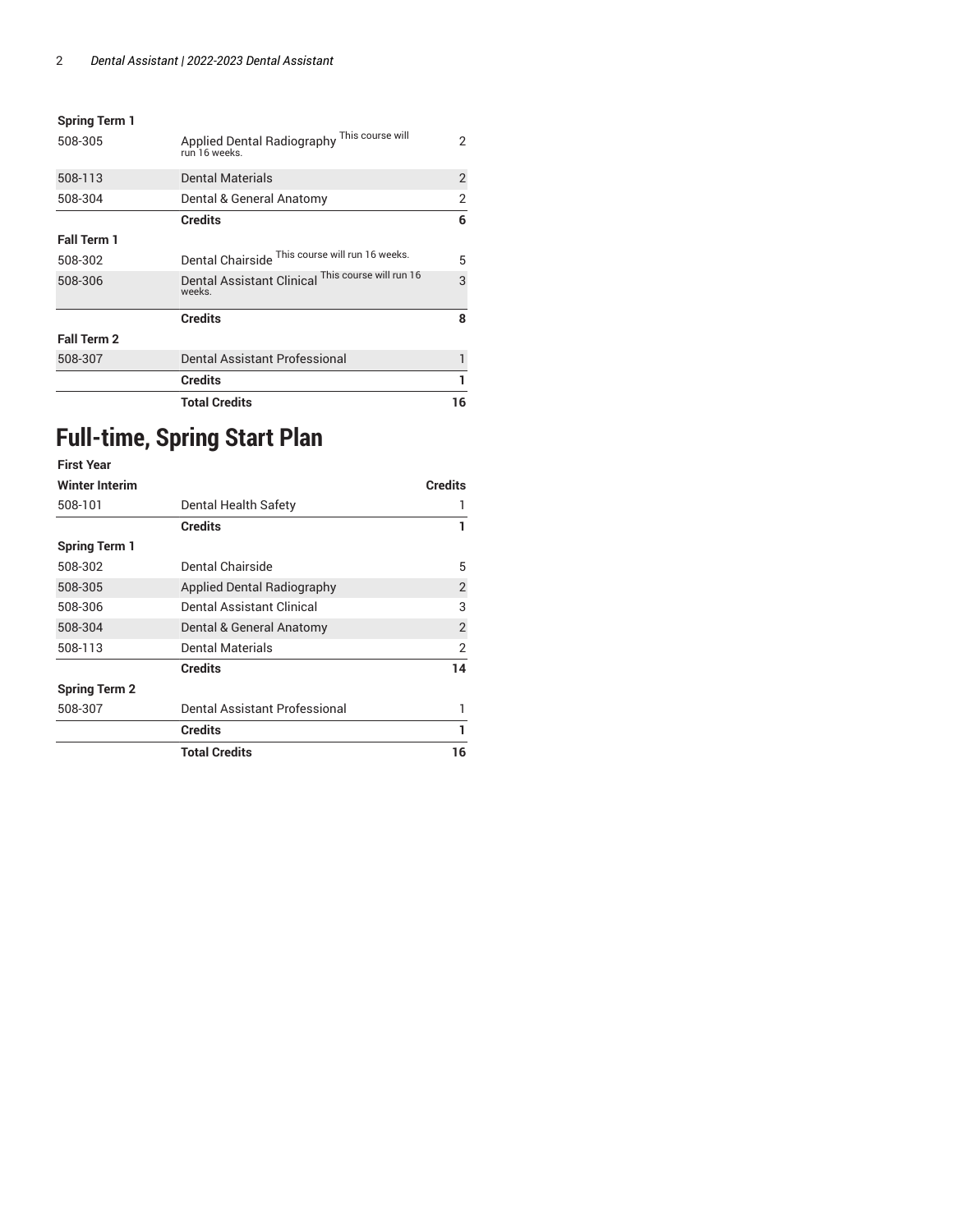| | | |
|---|---|---|
| **Spring Term 1** | | |
| 508-305 | Applied Dental Radiography This course will run 16 weeks. | 2 |
| 508-113 | Dental Materials | 2 |
| 508-304 | Dental & General Anatomy | 2 |
| | **Credits** | **6** |
| **Fall Term 1** | | |
| 508-302 | Dental Chairside This course will run 16 weeks. | 5 |
| 508-306 | Dental Assistant Clinical This course will run 16 weeks. | 3 |
| | **Credits** | **8** |
| **Fall Term 2** | | |
| 508-307 | Dental Assistant Professional | 1 |
| | **Credits** | **1** |
| | **Total Credits** | **16** |

# Full-time, Spring Start Plan

| **First Year** | | |
|---|---|---|
| **Winter Interim** | | **Credits** |
| 508-101 | Dental Health Safety | 1 |
| | **Credits** | **1** |
| **Spring Term 1** | | |
| 508-302 | Dental Chairside | 5 |
| 508-305 | Applied Dental Radiography | 2 |
| 508-306 | Dental Assistant Clinical | 3 |
| 508-304 | Dental & General Anatomy | 2 |
| 508-113 | Dental Materials | 2 |
| | **Credits** | **14** |
| **Spring Term 2** | | |
| 508-307 | Dental Assistant Professional | 1 |
| | **Credits** | **1** |
| | **Total Credits** | **16** |